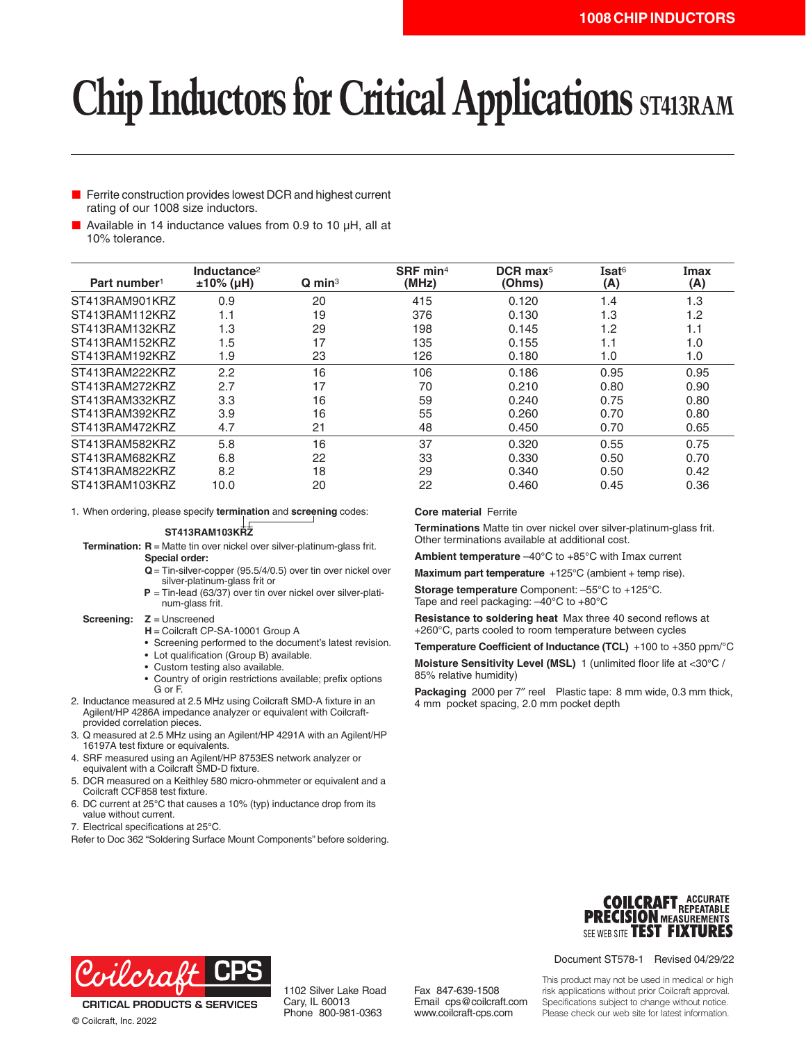# Chip Inductors for Critical Applications ST413RAM

- Ferrite construction provides lowest DCR and highest current rating of our 1008 size inductors.
- Available in 14 inductance values from 0.9 to 10 µH, all at 10% tolerance.

| Part number[1] | Inductance[2] ±10% (µH) | Q min[3] | SRF min[4] (MHz) | DCR max[5] (Ohms) | Isat[6] (A) | Imax (A) |
|---|---|---|---|---|---|---|
| ST413RAM901KRZ | 0.9 | 20 | 415 | 0.120 | 1.4 | 1.3 |
| ST413RAM112KRZ | 1.1 | 19 | 376 | 0.130 | 1.3 | 1.2 |
| ST413RAM132KRZ | 1.3 | 29 | 198 | 0.145 | 1.2 | 1.1 |
| ST413RAM152KRZ | 1.5 | 17 | 135 | 0.155 | 1.1 | 1.0 |
| ST413RAM192KRZ | 1.9 | 23 | 126 | 0.180 | 1.0 | 1.0 |
| ST413RAM222KRZ | 2.2 | 16 | 106 | 0.186 | 0.95 | 0.95 |
| ST413RAM272KRZ | 2.7 | 17 | 70 | 0.210 | 0.80 | 0.90 |
| ST413RAM332KRZ | 3.3 | 16 | 59 | 0.240 | 0.75 | 0.80 |
| ST413RAM392KRZ | 3.9 | 16 | 55 | 0.260 | 0.70 | 0.80 |
| ST413RAM472KRZ | 4.7 | 21 | 48 | 0.450 | 0.70 | 0.65 |
| ST413RAM582KRZ | 5.8 | 16 | 37 | 0.320 | 0.55 | 0.75 |
| ST413RAM682KRZ | 6.8 | 22 | 33 | 0.330 | 0.50 | 0.70 |
| ST413RAM822KRZ | 8.2 | 18 | 29 | 0.340 | 0.50 | 0.42 |
| ST413RAM103KRZ | 10.0 | 20 | 22 | 0.460 | 0.45 | 0.36 |

1. When ordering, please specify **termination** and **screening** codes:

   **ST413RAM103KRZ**

   **Termination:** **R** = Matte tin over nickel over silver-platinum-glass frit.
   **Special order:**
   **Q** = Tin-silver-copper (95.5/4/0.5) over tin over nickel over silver-platinum-glass frit or
   **P** = Tin-lead (63/37) over tin over nickel over silver-platinum-glass frit.

   **Screening:** **Z** = Unscreened
   **H** = Coilcraft CP-SA-10001 Group A
   - Screening performed to the document's latest revision.
   - Lot qualification (Group B) available.
   - Custom testing also available.
   - Country of origin restrictions available; prefix options G or F.
2. Inductance measured at 2.5 MHz using Coilcraft SMD-A fixture in an Agilent/HP 4286A impedance analyzer or equivalent with Coilcraft-provided correlation pieces.
3. Q measured at 2.5 MHz using an Agilent/HP 4291A with an Agilent/HP 16197A test fixture or equivalents.
4. SRF measured using an Agilent/HP 8753ES network analyzer or equivalent with a Coilcraft SMD-D fixture.
5. DCR measured on a Keithley 580 micro-ohmmeter or equivalent and a Coilcraft CCF858 test fixture.
6. DC current at 25°C that causes a 10% (typ) inductance drop from its value without current.
7. Electrical specifications at 25°C.

Refer to Doc 362 "Soldering Surface Mount Components" before soldering.

**Core material** Ferrite

**Terminations** Matte tin over nickel over silver-platinum-glass frit. Other terminations available at additional cost.

**Ambient temperature** –40°C to +85°C with Imax current

**Maximum part temperature** +125°C (ambient + temp rise).

**Storage temperature** Component: –55°C to +125°C. Tape and reel packaging: –40°C to +80°C

**Resistance to soldering heat** Max three 40 second reflows at +260°C, parts cooled to room temperature between cycles

**Temperature Coefficient of Inductance (TCL)** +100 to +350 ppm/°C

**Moisture Sensitivity Level (MSL)** 1 (unlimited floor life at <30°C / 85% relative humidity)

**Packaging** 2000 per 7″ reel Plastic tape: 8 mm wide, 0.3 mm thick, 4 mm pocket spacing, 2.0 mm pocket depth

COILCRAFT PRECISION TEST FIXTURES — ACCURATE REPEATABLE MEASUREMENTS — SEE WEB SITE

Document ST578-1 Revised 04/29/22

Coilcraft CPS — CRITICAL PRODUCTS & SERVICES

1102 Silver Lake Road
Cary, IL 60013
Phone 800-981-0363

Fax 847-639-1508
Email cps@coilcraft.com
www.coilcraft-cps.com

This product may not be used in medical or high risk applications without prior Coilcraft approval. Specifications subject to change without notice. Please check our web site for latest information.

© Coilcraft, Inc. 2022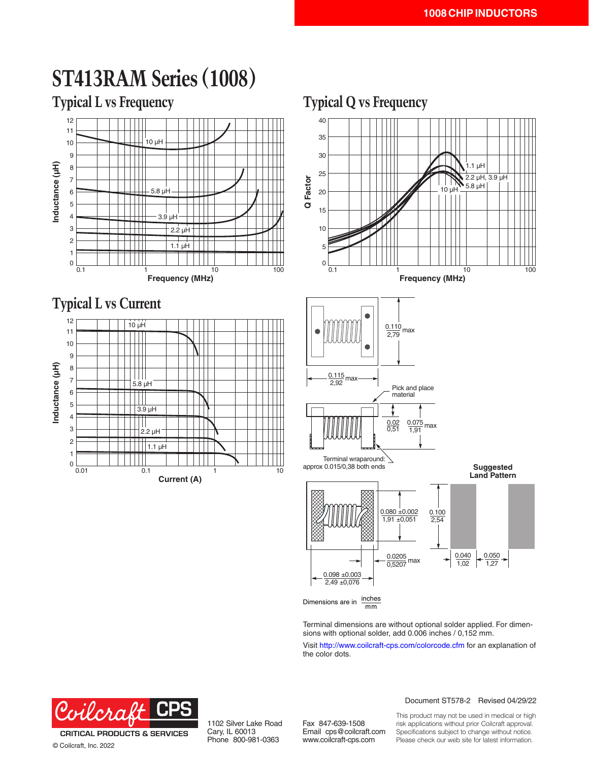# ST413RAM Series (1008)

## Typical L vs Frequency

Inductance (µH)
12
11
10
9
8
7
6
5
4
3
2
1
0
0.1
1
10
100
Frequency (MHz)
10 µH
5.8 µH
3.9 µH
2.2 µH
1.1 µH

## Typical Q vs Frequency

Q Factor
40
35
30
25
20
15
10
5
0
0.1
1
10
100
Frequency (MHz)
1.1 µH
2.2 µH, 3.9 µH
5.8 µH
10 µH

## Typical L vs Current

Inductance (µH)
12
11
10
9
8
7
6
5
4
3
2
1
0
0.01
0.1
1
10
Current (A)
10 µH
5.8 µH
3.9 µH
2.2 µH
1.1 µH

0.110 / 2,79 max

0.115 / 2,92 max

Pick and place material

0.02 / 0,51

0.075 / 1,91 max

Terminal wraparound: approx 0.015/0,38 both ends

0.080 ±0.002 / 1,91 ±0,051

0.0205 / 0,5207 max

0.098 ±0.003 / 2,49 ±0,076

**Suggested Land Pattern**

0.100 / 2,54

0.040 / 1,02

0.050 / 1,27

Dimensions are in inches / mm

Terminal dimensions are without optional solder applied. For dimensions with optional solder, add 0.006 inches / 0,152 mm.

Visit http://www.coilcraft-cps.com/colorcode.cfm for an explanation of the color dots.

Document ST578-2 Revised 04/29/22

Coilcraft CPS
CRITICAL PRODUCTS & SERVICES
© Coilcraft, Inc. 2022

1102 Silver Lake Road
Cary, IL 60013
Phone 800-981-0363

Fax 847-639-1508
Email cps@coilcraft.com
www.coilcraft-cps.com

This product may not be used in medical or high risk applications without prior Coilcraft approval. Specifications subject to change without notice. Please check our web site for latest information.